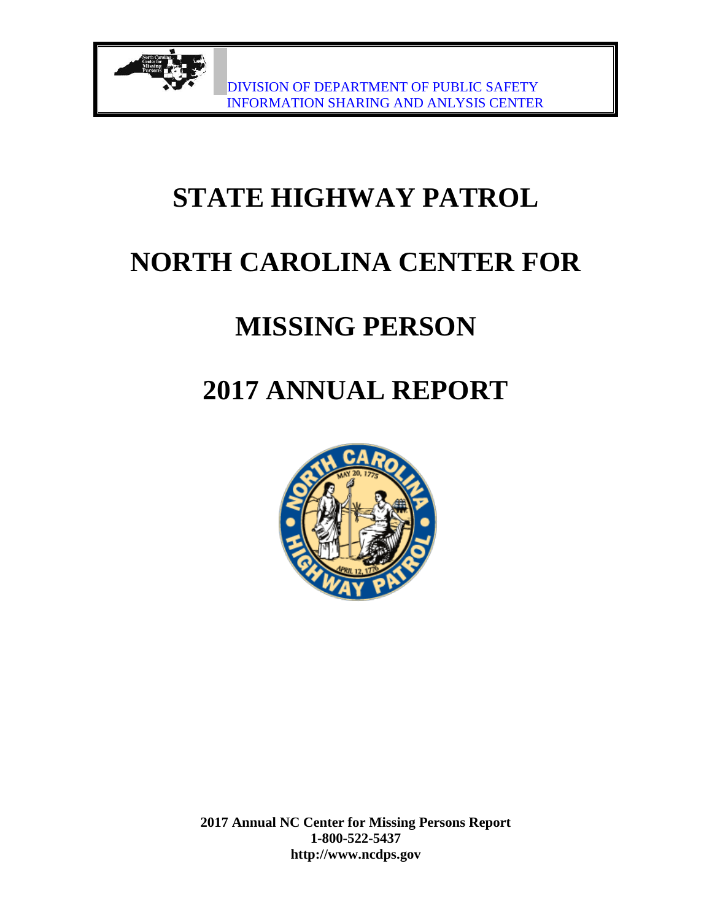DIVISION OF DEPARTMENT OF PUBLIC SAFETY
INFORMATION SHARING AND ANLYSIS CENTER

# STATE HIGHWAY PATROL

# NORTH CAROLINA CENTER FOR

# MISSING PERSON

# 2017 ANNUAL REPORT

**2017 Annual NC Center for Missing Persons Report**
**1-800-522-5437**
**http://www.ncdps.gov**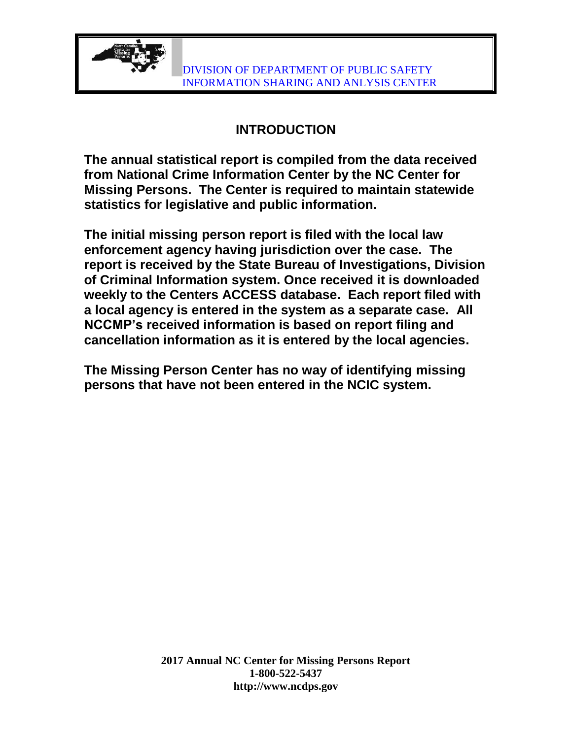DIVISION OF DEPARTMENT OF PUBLIC SAFETY
INFORMATION SHARING AND ANLYSIS CENTER

# INTRODUCTION

**The annual statistical report is compiled from the data received from National Crime Information Center by the NC Center for Missing Persons. The Center is required to maintain statewide statistics for legislative and public information.**

**The initial missing person report is filed with the local law enforcement agency having jurisdiction over the case. The report is received by the State Bureau of Investigations, Division of Criminal Information system. Once received it is downloaded weekly to the Centers ACCESS database. Each report filed with a local agency is entered in the system as a separate case. All NCCMP's received information is based on report filing and cancellation information as it is entered by the local agencies.**

**The Missing Person Center has no way of identifying missing persons that have not been entered in the NCIC system.**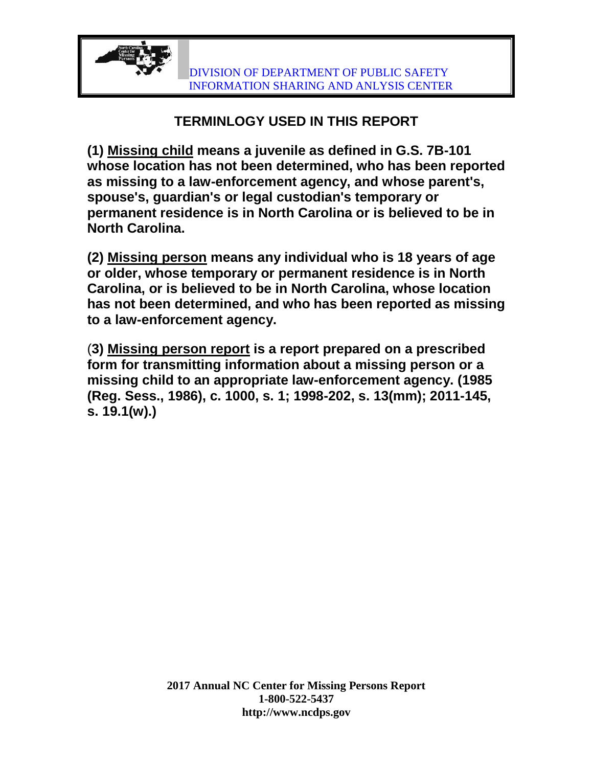DIVISION OF DEPARTMENT OF PUBLIC SAFETY
INFORMATION SHARING AND ANLYSIS CENTER

## TERMINLOGY USED IN THIS REPORT

**(1) Missing child means a juvenile as defined in G.S. 7B-101 whose location has not been determined, who has been reported as missing to a law-enforcement agency, and whose parent's, spouse's, guardian's or legal custodian's temporary or permanent residence is in North Carolina or is believed to be in North Carolina.**

**(2) Missing person means any individual who is 18 years of age or older, whose temporary or permanent residence is in North Carolina, or is believed to be in North Carolina, whose location has not been determined, and who has been reported as missing to a law-enforcement agency.**

**(3) Missing person report is a report prepared on a prescribed form for transmitting information about a missing person or a missing child to an appropriate law-enforcement agency. (1985 (Reg. Sess., 1986), c. 1000, s. 1; 1998-202, s. 13(mm); 2011-145, s. 19.1(w).)**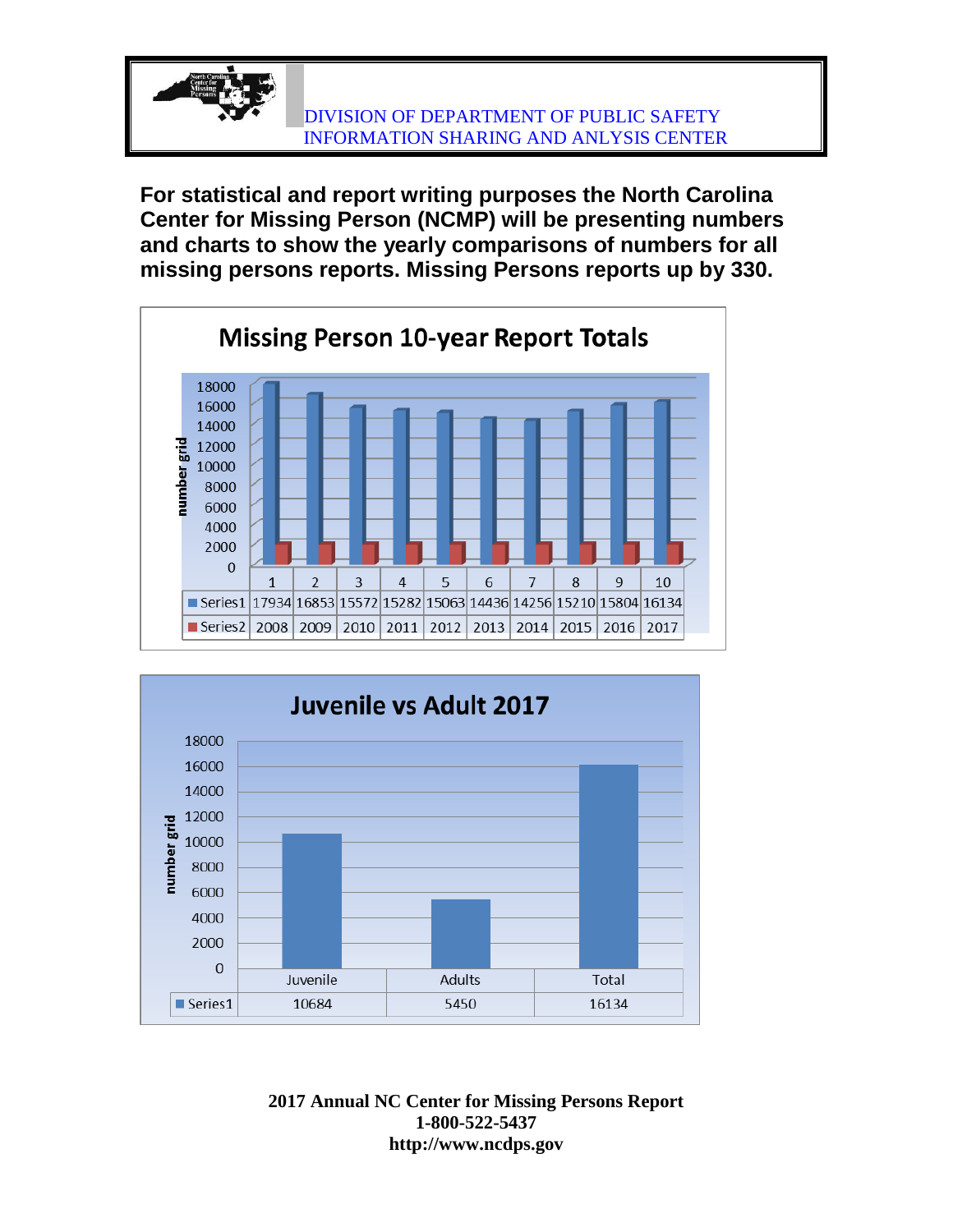DIVISION OF DEPARTMENT OF PUBLIC SAFETY
INFORMATION SHARING AND ANLYSIS CENTER

**For statistical and report writing purposes the North Carolina Center for Missing Person (NCMP) will be presenting numbers and charts to show the yearly comparisons of numbers for all missing persons reports. Missing Persons reports up by 330.**

**Missing Person 10-year Report Totals**

| | 1 | 2 | 3 | 4 | 5 | 6 | 7 | 8 | 9 | 10 |
|---|---|---|---|---|---|---|---|---|---|---|
| Series1 | 17934 | 16853 | 15572 | 15282 | 15063 | 14436 | 14256 | 15210 | 15804 | 16134 |
| Series2 | 2008 | 2009 | 2010 | 2011 | 2012 | 2013 | 2014 | 2015 | 2016 | 2017 |

**Juvenile vs Adult 2017**

| | Juvenile | Adults | Total |
|---|---|---|---|
| Series1 | 10684 | 5450 | 16134 |

**2017 Annual NC Center for Missing Persons Report**
**1-800-522-5437**
**http://www.ncdps.gov**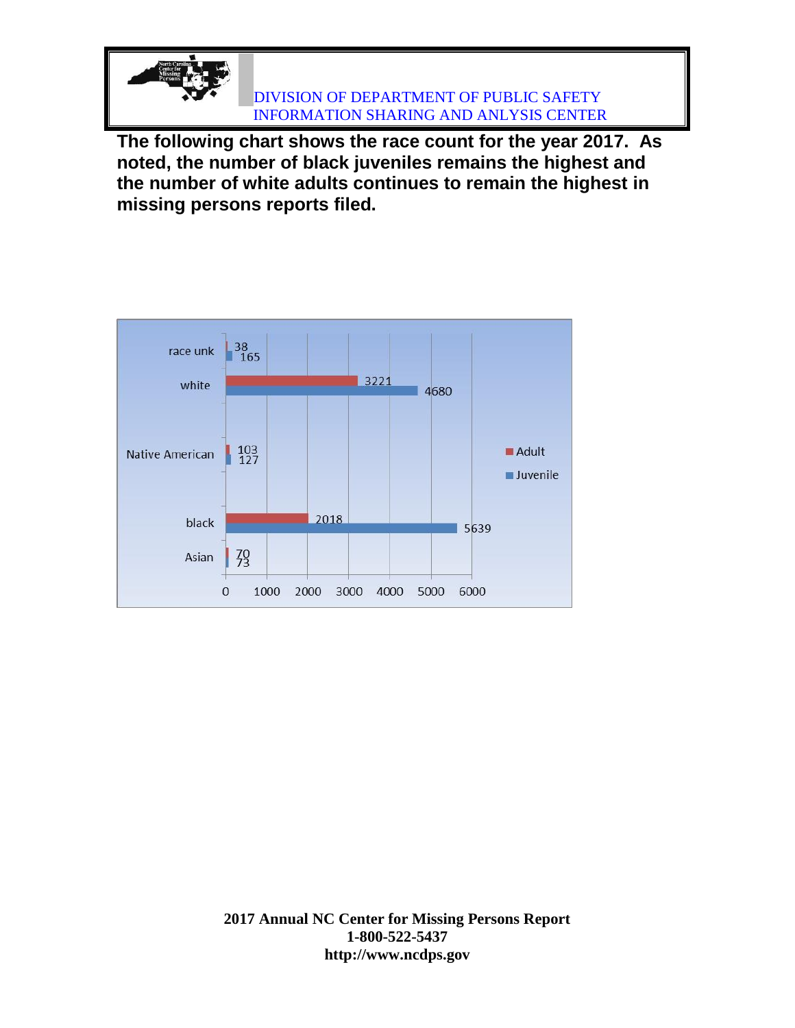**The following chart shows the race count for the year 2017. As noted, the number of black juveniles remains the highest and the number of white adults continues to remain the highest in missing persons reports filed.**

| Race | Adult | Juvenile |
|---|---|---|
| race unk | 38 | 165 |
| white | 3221 | 4680 |
| Native American | 103 | 127 |
| black | 2018 | 5639 |
| Asian | 70 | 73 |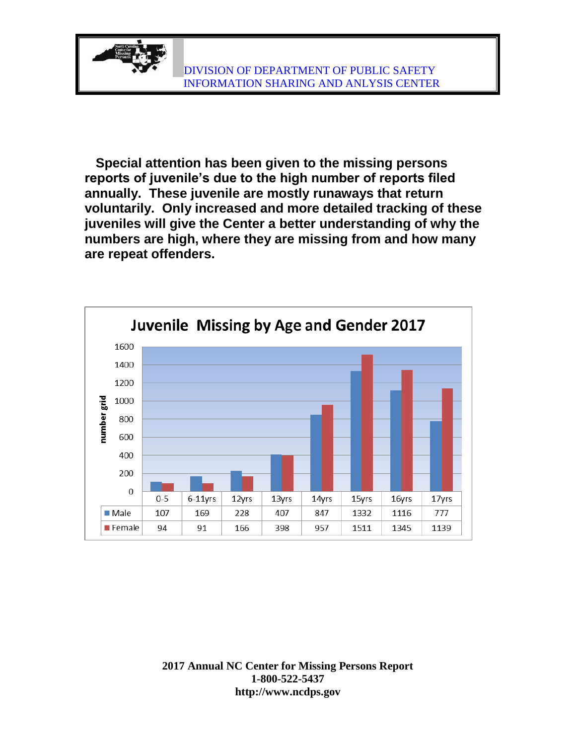DIVISION OF DEPARTMENT OF PUBLIC SAFETY
INFORMATION SHARING AND ANLYSIS CENTER

**Special attention has been given to the missing persons reports of juvenile's due to the high number of reports filed annually. These juvenile are mostly runaways that return voluntarily. Only increased and more detailed tracking of these juveniles will give the Center a better understanding of why the numbers are high, where they are missing from and how many are repeat offenders.**

**Juvenile Missing by Age and Gender 2017**

| | 0-5 | 6-11yrs | 12yrs | 13yrs | 14yrs | 15yrs | 16yrs | 17yrs |
|---|---|---|---|---|---|---|---|---|
| Male | 107 | 169 | 228 | 407 | 847 | 1332 | 1116 | 777 |
| Female | 94 | 91 | 166 | 398 | 957 | 1511 | 1345 | 1139 |

**2017 Annual NC Center for Missing Persons Report**
**1-800-522-5437**
**http://www.ncdps.gov**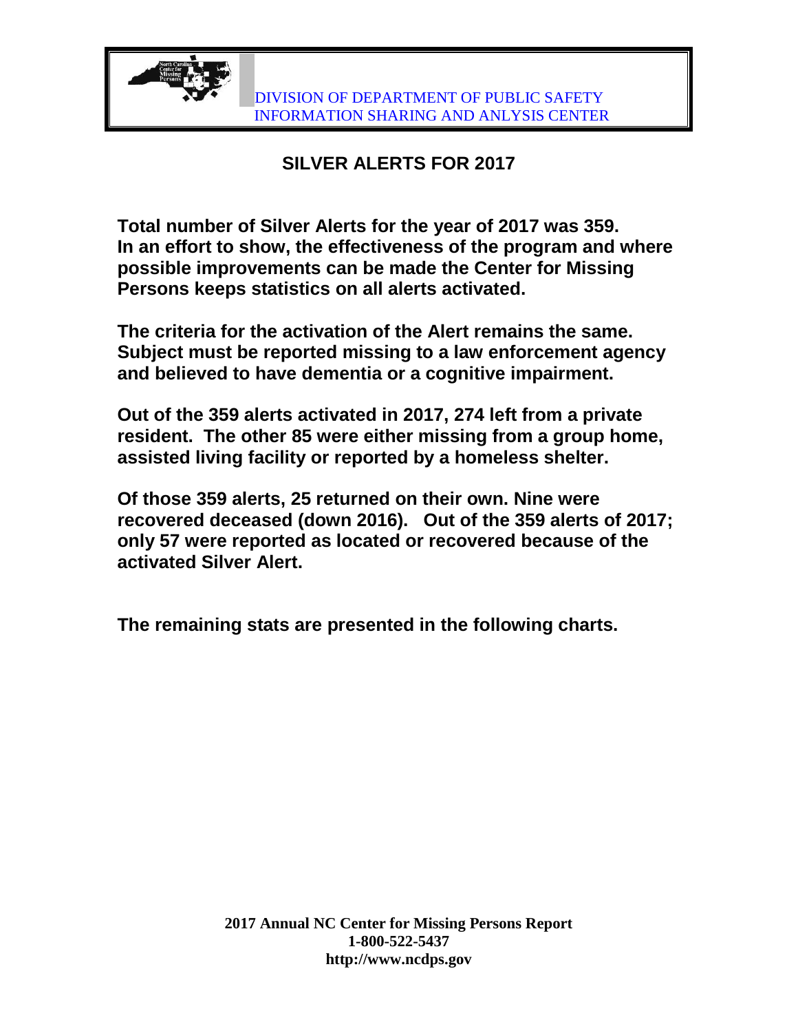DIVISION OF DEPARTMENT OF PUBLIC SAFETY
INFORMATION SHARING AND ANLYSIS CENTER

# SILVER ALERTS FOR 2017

**Total number of Silver Alerts for the year of 2017 was 359. In an effort to show, the effectiveness of the program and where possible improvements can be made the Center for Missing Persons keeps statistics on all alerts activated.**

**The criteria for the activation of the Alert remains the same. Subject must be reported missing to a law enforcement agency and believed to have dementia or a cognitive impairment.**

**Out of the 359 alerts activated in 2017, 274 left from a private resident. The other 85 were either missing from a group home, assisted living facility or reported by a homeless shelter.**

**Of those 359 alerts, 25 returned on their own. Nine were recovered deceased (down 2016). Out of the 359 alerts of 2017; only 57 were reported as located or recovered because of the activated Silver Alert.**

**The remaining stats are presented in the following charts.**

**2017 Annual NC Center for Missing Persons Report**
**1-800-522-5437**
**http://www.ncdps.gov**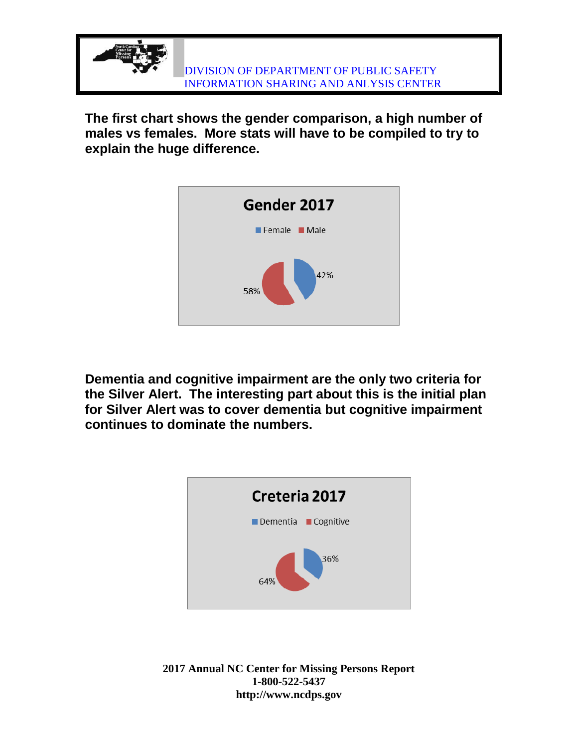**The first chart shows the gender comparison, a high number of males vs females. More stats will have to be compiled to try to explain the huge difference.**

**Gender 2017**

Female Male

42%

58%

**Dementia and cognitive impairment are the only two criteria for the Silver Alert. The interesting part about this is the initial plan for Silver Alert was to cover dementia but cognitive impairment continues to dominate the numbers.**

**Creteria 2017**

Dementia Cognitive

36%

64%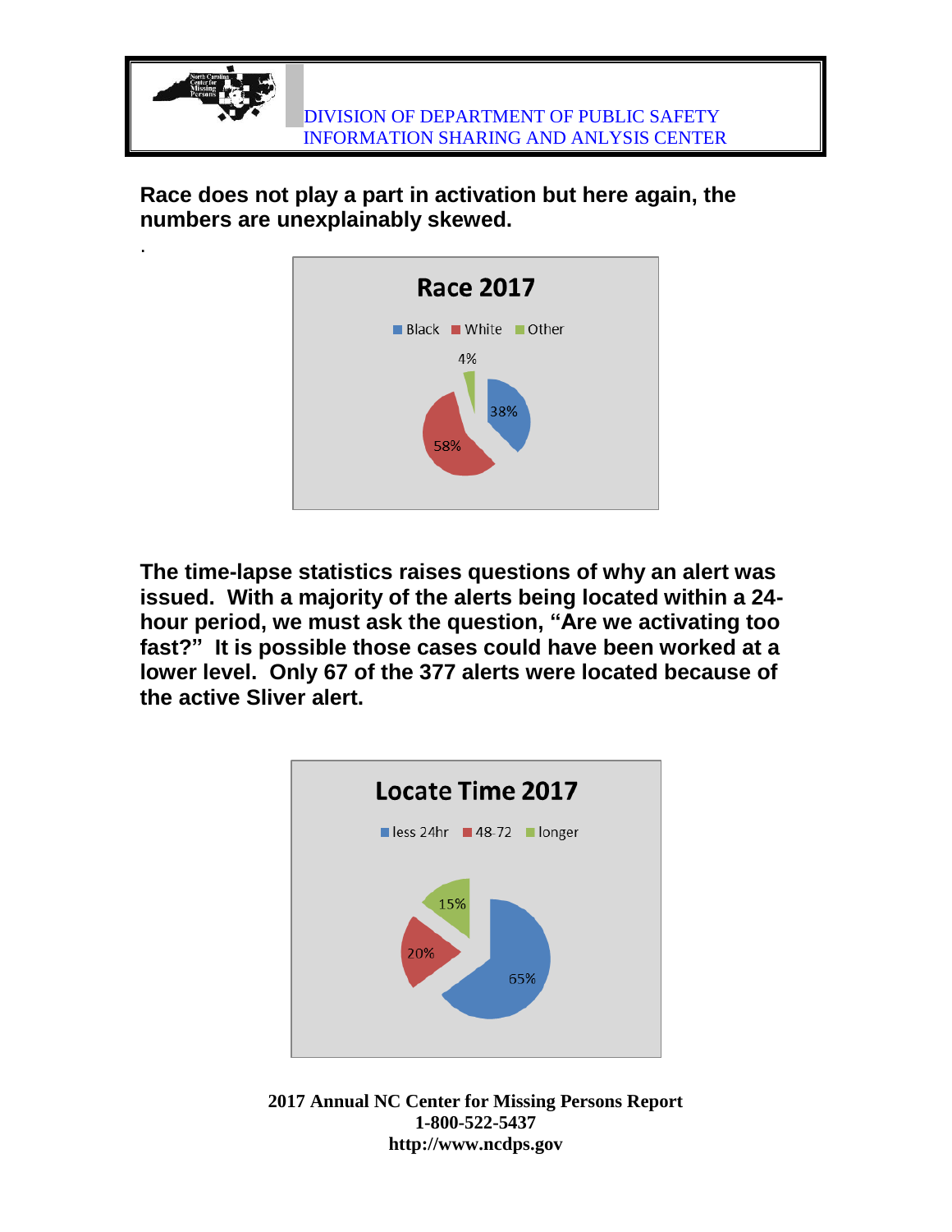DIVISION OF DEPARTMENT OF PUBLIC SAFETY
INFORMATION SHARING AND ANLYSIS CENTER

**Race does not play a part in activation but here again, the numbers are unexplainably skewed.**

.

**Race 2017**

Black | White | Other

4%

38%

58%

**The time-lapse statistics raises questions of why an alert was issued. With a majority of the alerts being located within a 24-hour period, we must ask the question, "Are we activating too fast?" It is possible those cases could have been worked at a lower level. Only 67 of the 377 alerts were located because of the active Sliver alert.**

**Locate Time 2017**

less 24hr | 48-72 | longer

15%

20%

65%

**2017 Annual NC Center for Missing Persons Report**
**1-800-522-5437**
**http://www.ncdps.gov**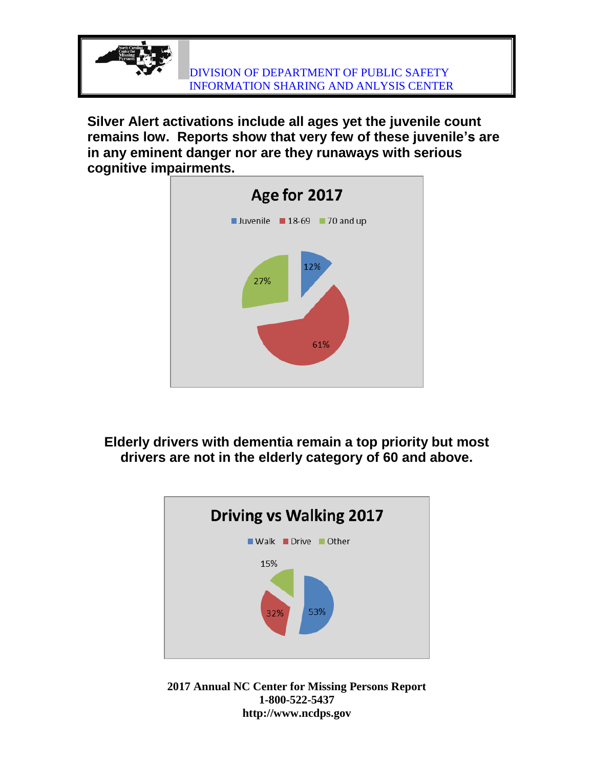DIVISION OF DEPARTMENT OF PUBLIC SAFETY
INFORMATION SHARING AND ANLYSIS CENTER

**Silver Alert activations include all ages yet the juvenile count remains low. Reports show that very few of these juvenile's are in any eminent danger nor are they runaways with serious cognitive impairments.**

**Age for 2017**

| Category | Percentage |
|---|---|
| Juvenile | 12% |
| 18-69 | 61% |
| 70 and up | 27% |

**Elderly drivers with dementia remain a top priority but most drivers are not in the elderly category of 60 and above.**

**Driving vs Walking 2017**

| Category | Percentage |
|---|---|
| Walk | 53% |
| Drive | 32% |
| Other | 15% |

**2017 Annual NC Center for Missing Persons Report**
**1-800-522-5437**
**http://www.ncdps.gov**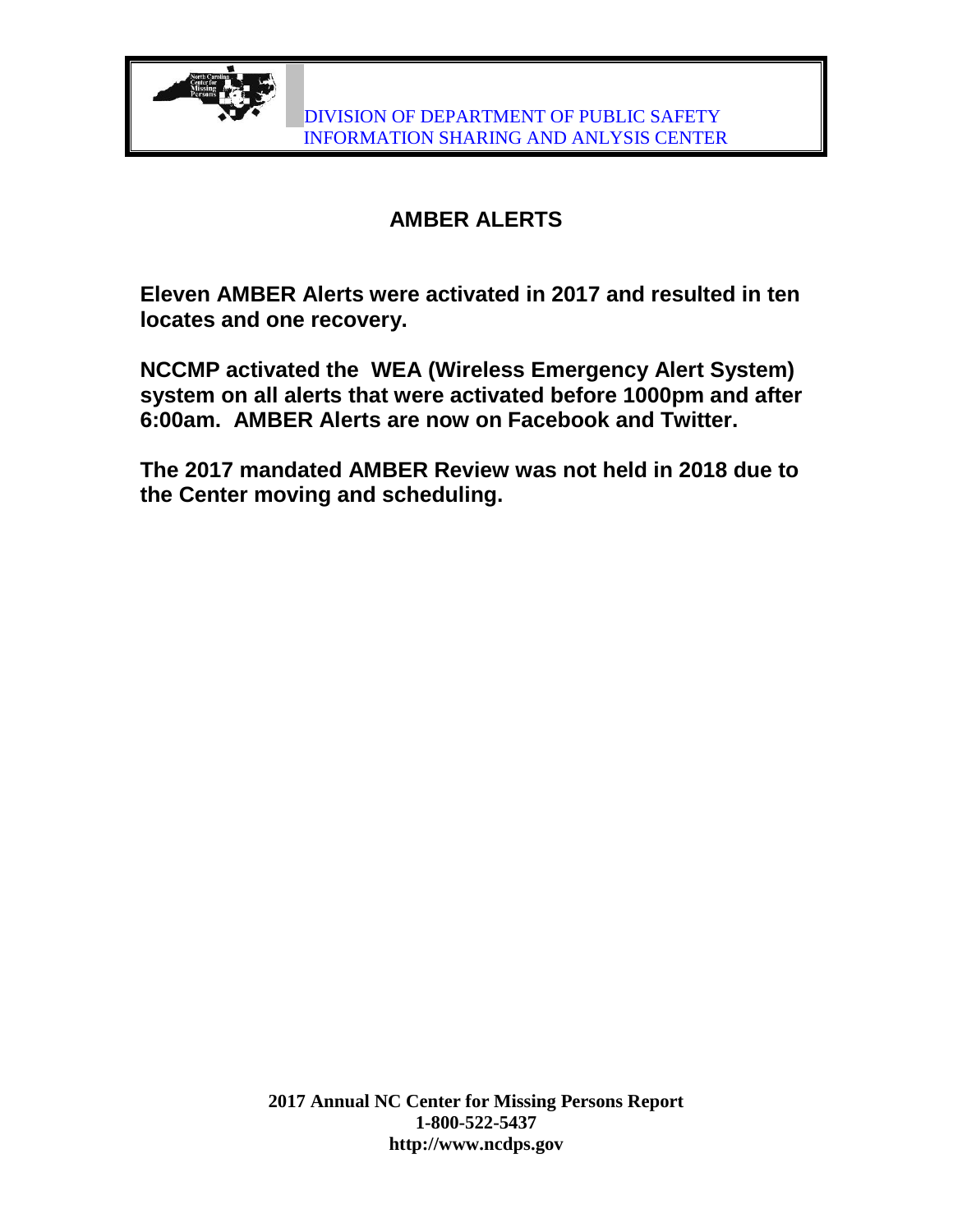DIVISION OF DEPARTMENT OF PUBLIC SAFETY
INFORMATION SHARING AND ANLYSIS CENTER

# AMBER ALERTS

**Eleven AMBER Alerts were activated in 2017 and resulted in ten locates and one recovery.**

**NCCMP activated the WEA (Wireless Emergency Alert System) system on all alerts that were activated before 1000pm and after 6:00am. AMBER Alerts are now on Facebook and Twitter.**

**The 2017 mandated AMBER Review was not held in 2018 due to the Center moving and scheduling.**